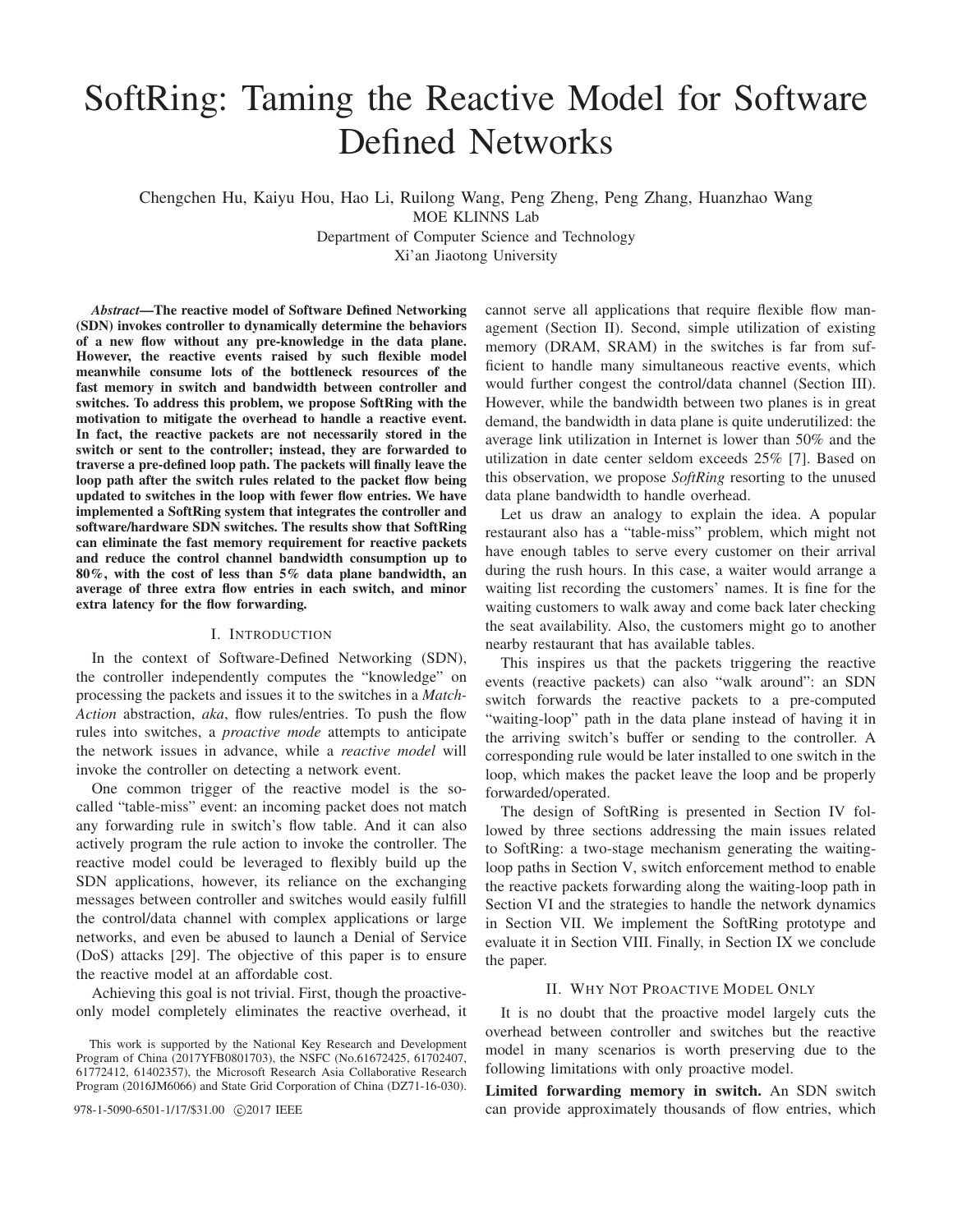# SoftRing: Taming the Reactive Model for Software Defined Networks

Chengchen Hu, Kaiyu Hou, Hao Li, Ruilong Wang, Peng Zheng, Peng Zhang, Huanzhao Wang
MOE KLINNS Lab
Department of Computer Science and Technology
Xi'an Jiaotong University

***Abstract*—The reactive model of Software Defined Networking (SDN) invokes controller to dynamically determine the behaviors of a new flow without any pre-knowledge in the data plane. However, the reactive events raised by such flexible model meanwhile consume lots of the bottleneck resources of the fast memory in switch and bandwidth between controller and switches. To address this problem, we propose SoftRing with the motivation to mitigate the overhead to handle a reactive event. In fact, the reactive packets are not necessarily stored in the switch or sent to the controller; instead, they are forwarded to traverse a pre-defined loop path. The packets will finally leave the loop path after the switch rules related to the packet flow being updated to switches in the loop with fewer flow entries. We have implemented a SoftRing system that integrates the controller and software/hardware SDN switches. The results show that SoftRing can eliminate the fast memory requirement for reactive packets and reduce the control channel bandwidth consumption up to 80%, with the cost of less than 5% data plane bandwidth, an average of three extra flow entries in each switch, and minor extra latency for the flow forwarding.**

## I. Introduction

In the context of Software-Defined Networking (SDN), the controller independently computes the "knowledge" on processing the packets and issues it to the switches in a *Match-Action* abstraction, *aka*, flow rules/entries. To push the flow rules into switches, a *proactive mode* attempts to anticipate the network issues in advance, while a *reactive model* will invoke the controller on detecting a network event.

One common trigger of the reactive model is the so-called "table-miss" event: an incoming packet does not match any forwarding rule in switch's flow table. And it can also actively program the rule action to invoke the controller. The reactive model could be leveraged to flexibly build up the SDN applications, however, its reliance on the exchanging messages between controller and switches would easily fulfill the control/data channel with complex applications or large networks, and even be abused to launch a Denial of Service (DoS) attacks [29]. The objective of this paper is to ensure the reactive model at an affordable cost.

Achieving this goal is not trivial. First, though the proactive-only model completely eliminates the reactive overhead, it cannot serve all applications that require flexible flow management (Section II). Second, simple utilization of existing memory (DRAM, SRAM) in the switches is far from sufficient to handle many simultaneous reactive events, which would further congest the control/data channel (Section III). However, while the bandwidth between two planes is in great demand, the bandwidth in data plane is quite underutilized: the average link utilization in Internet is lower than 50% and the utilization in date center seldom exceeds 25% [7]. Based on this observation, we propose *SoftRing* resorting to the unused data plane bandwidth to handle overhead.

Let us draw an analogy to explain the idea. A popular restaurant also has a "table-miss" problem, which might not have enough tables to serve every customer on their arrival during the rush hours. In this case, a waiter would arrange a waiting list recording the customers' names. It is fine for the waiting customers to walk away and come back later checking the seat availability. Also, the customers might go to another nearby restaurant that has available tables.

This inspires us that the packets triggering the reactive events (reactive packets) can also "walk around": an SDN switch forwards the reactive packets to a pre-computed "waiting-loop" path in the data plane instead of having it in the arriving switch's buffer or sending to the controller. A corresponding rule would be later installed to one switch in the loop, which makes the packet leave the loop and be properly forwarded/operated.

The design of SoftRing is presented in Section IV followed by three sections addressing the main issues related to SoftRing: a two-stage mechanism generating the waiting-loop paths in Section V, switch enforcement method to enable the reactive packets forwarding along the waiting-loop path in Section VI and the strategies to handle the network dynamics in Section VII. We implement the SoftRing prototype and evaluate it in Section VIII. Finally, in Section IX we conclude the paper.

## II. Why Not Proactive Model Only

It is no doubt that the proactive model largely cuts the overhead between controller and switches but the reactive model in many scenarios is worth preserving due to the following limitations with only proactive model.

**Limited forwarding memory in switch.** An SDN switch can provide approximately thousands of flow entries, which

This work is supported by the National Key Research and Development Program of China (2017YFB0801703), the NSFC (No.61672425, 61702407, 61772412, 61402357), the Microsoft Research Asia Collaborative Research Program (2016JM6066) and State Grid Corporation of China (DZ71-16-030).

978-1-5090-6501-1/17/$31.00 ©2017 IEEE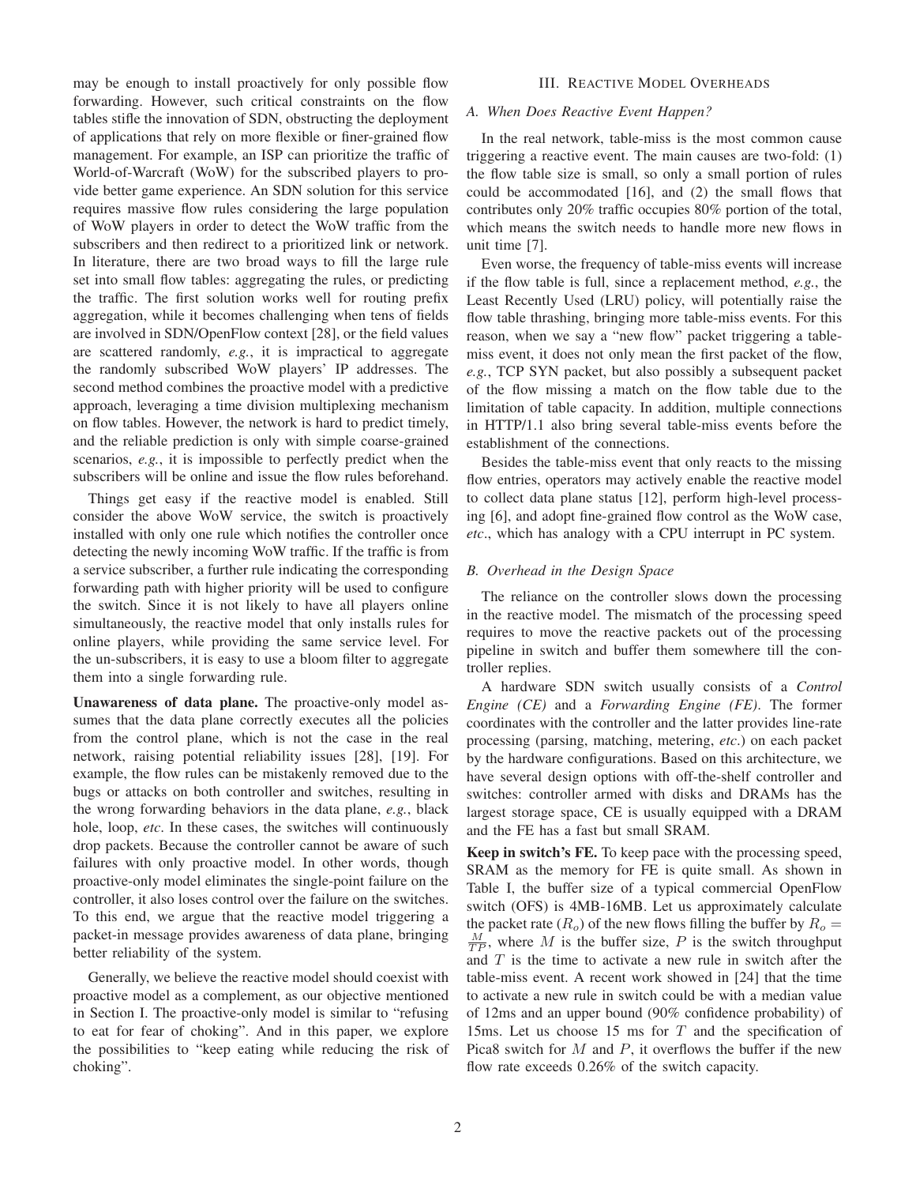may be enough to install proactively for only possible flow forwarding. However, such critical constraints on the flow tables stifle the innovation of SDN, obstructing the deployment of applications that rely on more flexible or finer-grained flow management. For example, an ISP can prioritize the traffic of World-of-Warcraft (WoW) for the subscribed players to provide better game experience. An SDN solution for this service requires massive flow rules considering the large population of WoW players in order to detect the WoW traffic from the subscribers and then redirect to a prioritized link or network. In literature, there are two broad ways to fill the large rule set into small flow tables: aggregating the rules, or predicting the traffic. The first solution works well for routing prefix aggregation, while it becomes challenging when tens of fields are involved in SDN/OpenFlow context [28], or the field values are scattered randomly, *e.g.*, it is impractical to aggregate the randomly subscribed WoW players' IP addresses. The second method combines the proactive model with a predictive approach, leveraging a time division multiplexing mechanism on flow tables. However, the network is hard to predict timely, and the reliable prediction is only with simple coarse-grained scenarios, *e.g.*, it is impossible to perfectly predict when the subscribers will be online and issue the flow rules beforehand.

Things get easy if the reactive model is enabled. Still consider the above WoW service, the switch is proactively installed with only one rule which notifies the controller once detecting the newly incoming WoW traffic. If the traffic is from a service subscriber, a further rule indicating the corresponding forwarding path with higher priority will be used to configure the switch. Since it is not likely to have all players online simultaneously, the reactive model that only installs rules for online players, while providing the same service level. For the un-subscribers, it is easy to use a bloom filter to aggregate them into a single forwarding rule.

**Unawareness of data plane.** The proactive-only model assumes that the data plane correctly executes all the policies from the control plane, which is not the case in the real network, raising potential reliability issues [28], [19]. For example, the flow rules can be mistakenly removed due to the bugs or attacks on both controller and switches, resulting in the wrong forwarding behaviors in the data plane, *e.g.*, black hole, loop, *etc*. In these cases, the switches will continuously drop packets. Because the controller cannot be aware of such failures with only proactive model. In other words, though proactive-only model eliminates the single-point failure on the controller, it also loses control over the failure on the switches. To this end, we argue that the reactive model triggering a packet-in message provides awareness of data plane, bringing better reliability of the system.

Generally, we believe the reactive model should coexist with proactive model as a complement, as our objective mentioned in Section I. The proactive-only model is similar to "refusing to eat for fear of choking". And in this paper, we explore the possibilities to "keep eating while reducing the risk of choking".

## III. Reactive Model Overheads

### A. When Does Reactive Event Happen?

In the real network, table-miss is the most common cause triggering a reactive event. The main causes are two-fold: (1) the flow table size is small, so only a small portion of rules could be accommodated [16], and (2) the small flows that contributes only 20% traffic occupies 80% portion of the total, which means the switch needs to handle more new flows in unit time [7].

Even worse, the frequency of table-miss events will increase if the flow table is full, since a replacement method, *e.g.*, the Least Recently Used (LRU) policy, will potentially raise the flow table thrashing, bringing more table-miss events. For this reason, when we say a "new flow" packet triggering a table-miss event, it does not only mean the first packet of the flow, *e.g.*, TCP SYN packet, but also possibly a subsequent packet of the flow missing a match on the flow table due to the limitation of table capacity. In addition, multiple connections in HTTP/1.1 also bring several table-miss events before the establishment of the connections.

Besides the table-miss event that only reacts to the missing flow entries, operators may actively enable the reactive model to collect data plane status [12], perform high-level processing [6], and adopt fine-grained flow control as the WoW case, *etc*., which has analogy with a CPU interrupt in PC system.

### B. Overhead in the Design Space

The reliance on the controller slows down the processing in the reactive model. The mismatch of the processing speed requires to move the reactive packets out of the processing pipeline in switch and buffer them somewhere till the controller replies.

A hardware SDN switch usually consists of a *Control Engine (CE)* and a *Forwarding Engine (FE)*. The former coordinates with the controller and the latter provides line-rate processing (parsing, matching, metering, *etc*.) on each packet by the hardware configurations. Based on this architecture, we have several design options with off-the-shelf controller and switches: controller armed with disks and DRAMs has the largest storage space, CE is usually equipped with a DRAM and the FE has a fast but small SRAM.

**Keep in switch's FE.** To keep pace with the processing speed, SRAM as the memory for FE is quite small. As shown in Table I, the buffer size of a typical commercial OpenFlow switch (OFS) is 4MB-16MB. Let us approximately calculate the packet rate ($R_o$) of the new flows filling the buffer by $R_o = \frac{M}{TP}$, where $M$ is the buffer size, $P$ is the switch throughput and $T$ is the time to activate a new rule in switch after the table-miss event. A recent work showed in [24] that the time to activate a new rule in switch could be with a median value of 12ms and an upper bound (90% confidence probability) of 15ms. Let us choose 15 ms for $T$ and the specification of Pica8 switch for $M$ and $P$, it overflows the buffer if the new flow rate exceeds 0.26% of the switch capacity.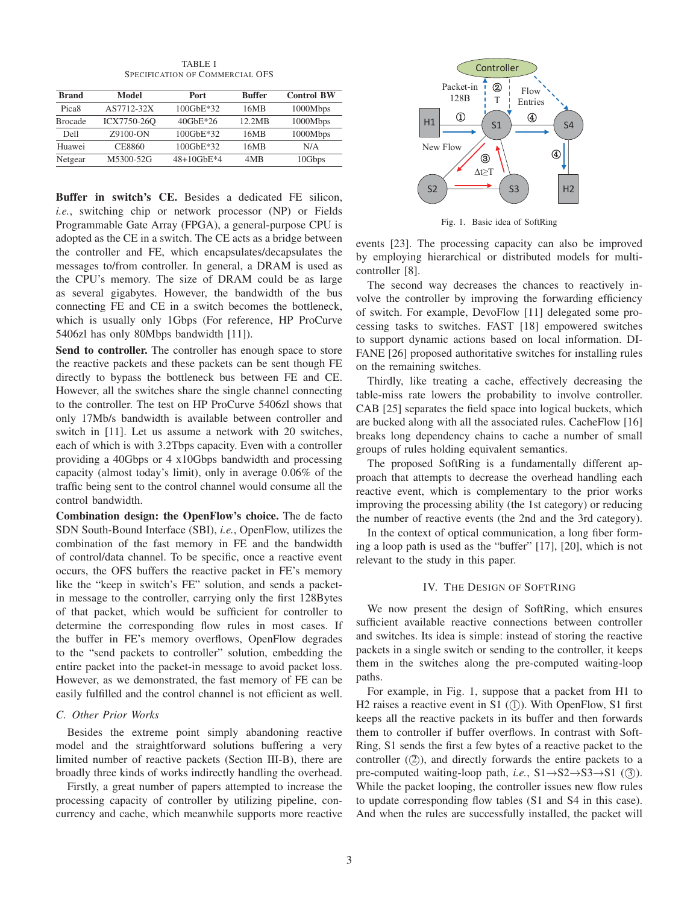TABLE I
SPECIFICATION OF COMMERCIAL OFS

| Brand | Model | Port | Buffer | Control BW |
|---|---|---|---|---|
| Pica8 | AS7712-32X | 100GbE*32 | 16MB | 1000Mbps |
| Brocade | ICX7750-26Q | 40GbE*26 | 12.2MB | 1000Mbps |
| Dell | Z9100-ON | 100GbE*32 | 16MB | 1000Mbps |
| Huawei | CE8860 | 100GbE*32 | 16MB | N/A |
| Netgear | M5300-52G | 48+10GbE*4 | 4MB | 10Gbps |

**Buffer in switch's CE.** Besides a dedicated FE silicon, *i.e.*, switching chip or network processor (NP) or Fields Programmable Gate Array (FPGA), a general-purpose CPU is adopted as the CE in a switch. The CE acts as a bridge between the controller and FE, which encapsulates/decapsulates the messages to/from controller. In general, a DRAM is used as the CPU's memory. The size of DRAM could be as large as several gigabytes. However, the bandwidth of the bus connecting FE and CE in a switch becomes the bottleneck, which is usually only 1Gbps (For reference, HP ProCurve 5406zl has only 80Mbps bandwidth [11]).

**Send to controller.** The controller has enough space to store the reactive packets and these packets can be sent though FE directly to bypass the bottleneck bus between FE and CE. However, all the switches share the single channel connecting to the controller. The test on HP ProCurve 5406zl shows that only 17Mb/s bandwidth is available between controller and switch in [11]. Let us assume a network with 20 switches, each of which is with 3.2Tbps capacity. Even with a controller providing a 40Gbps or 4 x10Gbps bandwidth and processing capacity (almost today's limit), only in average 0.06% of the traffic being sent to the control channel would consume all the control bandwidth.

**Combination design: the OpenFlow's choice.** The de facto SDN South-Bound Interface (SBI), *i.e.*, OpenFlow, utilizes the combination of the fast memory in FE and the bandwidth of control/data channel. To be specific, once a reactive event occurs, the OFS buffers the reactive packet in FE's memory like the "keep in switch's FE" solution, and sends a packet-in message to the controller, carrying only the first 128Bytes of that packet, which would be sufficient for controller to determine the corresponding flow rules in most cases. If the buffer in FE's memory overflows, OpenFlow degrades to the "send packets to controller" solution, embedding the entire packet into the packet-in message to avoid packet loss. However, as we demonstrated, the fast memory of FE can be easily fulfilled and the control channel is not efficient as well.

### C. Other Prior Works

Besides the extreme point simply abandoning reactive model and the straightforward solutions buffering a very limited number of reactive packets (Section III-B), there are broadly three kinds of works indirectly handling the overhead.

Firstly, a great number of papers attempted to increase the processing capacity of controller by utilizing pipeline, concurrency and cache, which meanwhile supports more reactive events [23]. The processing capacity can also be improved by employing hierarchical or distributed models for multi-controller [8].

The second way decreases the chances to reactively involve the controller by improving the forwarding efficiency of switch. For example, DevoFlow [11] delegated some processing tasks to switches. FAST [18] empowered switches to support dynamic actions based on local information. DIFANE [26] proposed authoritative switches for installing rules on the remaining switches.

Thirdly, like treating a cache, effectively decreasing the table-miss rate lowers the probability to involve controller. CAB [25] separates the field space into logical buckets, which are bucked along with all the associated rules. CacheFlow [16] breaks long dependency chains to cache a number of small groups of rules holding equivalent semantics.

The proposed SoftRing is a fundamentally different approach that attempts to decrease the overhead handling each reactive event, which is complementary to the prior works improving the processing ability (the 1st category) or reducing the number of reactive events (the 2nd and the 3rd category).

In the context of optical communication, a long fiber forming a loop path is used as the "buffer" [17], [20], which is not relevant to the study in this paper.

Fig. 1. Basic idea of SoftRing

## IV. The Design of SoftRing

We now present the design of SoftRing, which ensures sufficient available reactive connections between controller and switches. Its idea is simple: instead of storing the reactive packets in a single switch or sending to the controller, it keeps them in the switches along the pre-computed waiting-loop paths.

For example, in Fig. 1, suppose that a packet from H1 to H2 raises a reactive event in S1 (①). With OpenFlow, S1 first keeps all the reactive packets in its buffer and then forwards them to controller if buffer overflows. In contrast with SoftRing, S1 sends the first a few bytes of a reactive packet to the controller (②), and directly forwards the entire packets to a pre-computed waiting-loop path, *i.e.*, S1→S2→S3→S1 (③). While the packet looping, the controller issues new flow rules to update corresponding flow tables (S1 and S4 in this case). And when the rules are successfully installed, the packet will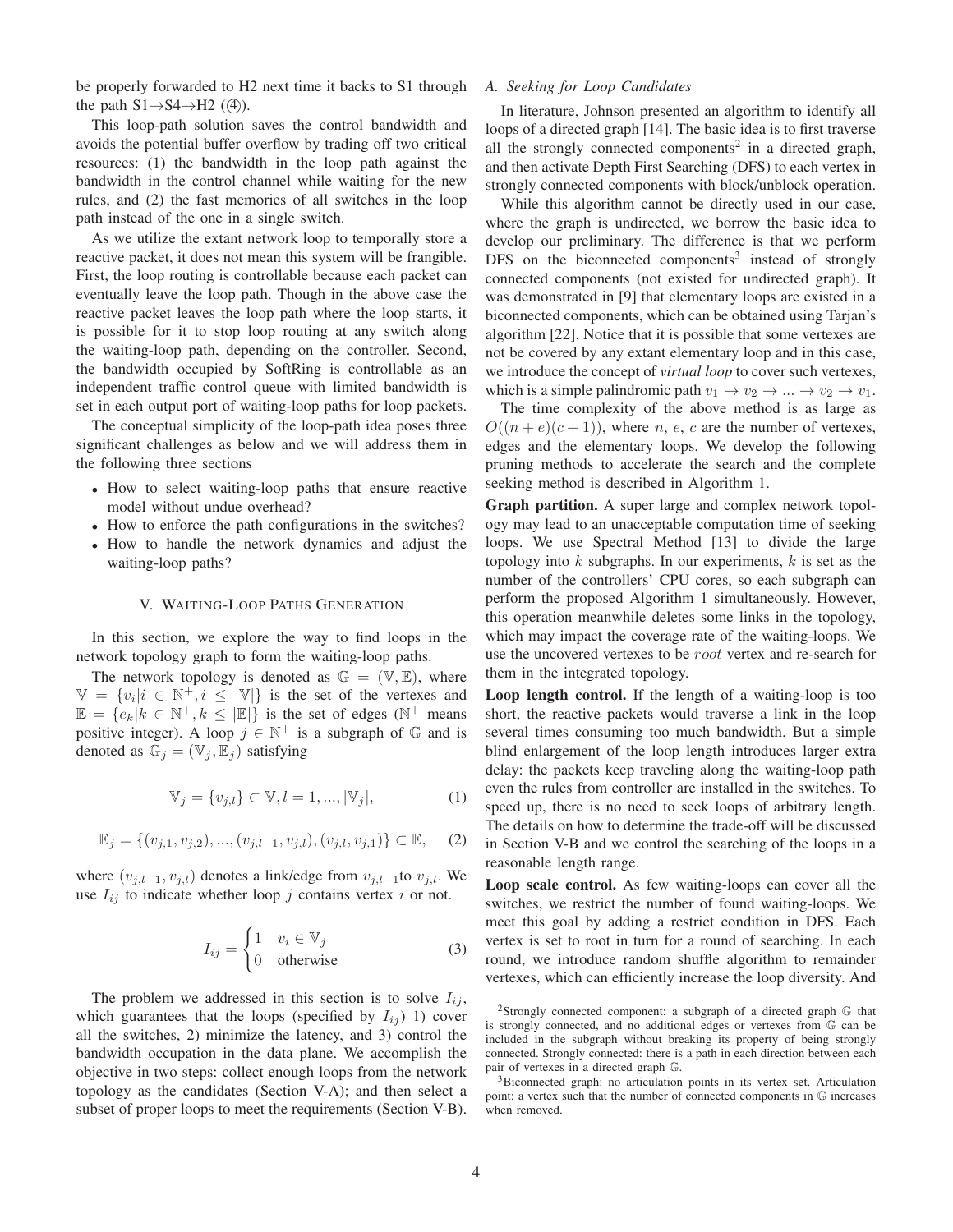be properly forwarded to H2 next time it backs to S1 through the path S1→S4→H2 (④).

This loop-path solution saves the control bandwidth and avoids the potential buffer overflow by trading off two critical resources: (1) the bandwidth in the loop path against the bandwidth in the control channel while waiting for the new rules, and (2) the fast memories of all switches in the loop path instead of the one in a single switch.

As we utilize the extant network loop to temporally store a reactive packet, it does not mean this system will be frangible. First, the loop routing is controllable because each packet can eventually leave the loop path. Though in the above case the reactive packet leaves the loop path where the loop starts, it is possible for it to stop loop routing at any switch along the waiting-loop path, depending on the controller. Second, the bandwidth occupied by SoftRing is controllable as an independent traffic control queue with limited bandwidth is set in each output port of waiting-loop paths for loop packets.

The conceptual simplicity of the loop-path idea poses three significant challenges as below and we will address them in the following three sections

- How to select waiting-loop paths that ensure reactive model without undue overhead?
- How to enforce the path configurations in the switches?
- How to handle the network dynamics and adjust the waiting-loop paths?

## V. Waiting-Loop Paths Generation

In this section, we explore the way to find loops in the network topology graph to form the waiting-loop paths.

The network topology is denoted as $\mathbb{G} = (\mathbb{V}, \mathbb{E})$, where $\mathbb{V} = \{v_i | i \in \mathbb{N}^+, i \leq |\mathbb{V}|\}$ is the set of the vertexes and $\mathbb{E} = \{e_k | k \in \mathbb{N}^+, k \leq |\mathbb{E}|\}$ is the set of edges ($\mathbb{N}^+$ means positive integer). A loop $j \in \mathbb{N}^+$ is a subgraph of $\mathbb{G}$ and is denoted as $\mathbb{G}_j = (\mathbb{V}_j, \mathbb{E}_j)$ satisfying

$$\mathbb{V}_j = \{v_{j,l}\} \subset \mathbb{V}, l = 1, ..., |\mathbb{V}_j|, \tag{1}$$

$$\mathbb{E}_j = \{(v_{j,1}, v_{j,2}), ..., (v_{j,l-1}, v_{j,l}), (v_{j,l}, v_{j,1})\} \subset \mathbb{E}, \tag{2}$$

where $(v_{j,l-1}, v_{j,l})$ denotes a link/edge from $v_{j,l-1}$to $v_{j,l}$. We use $I_{ij}$ to indicate whether loop $j$ contains vertex $i$ or not.

$$I_{ij} = \begin{cases} 1 & v_i \in \mathbb{V}_j \\ 0 & \text{otherwise} \end{cases} \tag{3}$$

The problem we addressed in this section is to solve $I_{ij}$, which guarantees that the loops (specified by $I_{ij}$) 1) cover all the switches, 2) minimize the latency, and 3) control the bandwidth occupation in the data plane. We accomplish the objective in two steps: collect enough loops from the network topology as the candidates (Section V-A); and then select a subset of proper loops to meet the requirements (Section V-B).

### A. Seeking for Loop Candidates

In literature, Johnson presented an algorithm to identify all loops of a directed graph [14]. The basic idea is to first traverse all the strongly connected components[2] in a directed graph, and then activate Depth First Searching (DFS) to each vertex in strongly connected components with block/unblock operation.

While this algorithm cannot be directly used in our case, where the graph is undirected, we borrow the basic idea to develop our preliminary. The difference is that we perform DFS on the biconnected components[3] instead of strongly connected components (not existed for undirected graph). It was demonstrated in [9] that elementary loops are existed in a biconnected components, which can be obtained using Tarjan's algorithm [22]. Notice that it is possible that some vertexes are not be covered by any extant elementary loop and in this case, we introduce the concept of *virtual loop* to cover such vertexes, which is a simple palindromic path $v_1 \to v_2 \to ... \to v_2 \to v_1$.

The time complexity of the above method is as large as $O((n+e)(c+1))$, where $n$, $e$, $c$ are the number of vertexes, edges and the elementary loops. We develop the following pruning methods to accelerate the search and the complete seeking method is described in Algorithm 1.

**Graph partition.** A super large and complex network topology may lead to an unacceptable computation time of seeking loops. We use Spectral Method [13] to divide the large topology into $k$ subgraphs. In our experiments, $k$ is set as the number of the controllers' CPU cores, so each subgraph can perform the proposed Algorithm 1 simultaneously. However, this operation meanwhile deletes some links in the topology, which may impact the coverage rate of the waiting-loops. We use the uncovered vertexes to be $root$ vertex and re-search for them in the integrated topology.

**Loop length control.** If the length of a waiting-loop is too short, the reactive packets would traverse a link in the loop several times consuming too much bandwidth. But a simple blind enlargement of the loop length introduces larger extra delay: the packets keep traveling along the waiting-loop path even the rules from controller are installed in the switches. To speed up, there is no need to seek loops of arbitrary length. The details on how to determine the trade-off will be discussed in Section V-B and we control the searching of the loops in a reasonable length range.

**Loop scale control.** As few waiting-loops can cover all the switches, we restrict the number of found waiting-loops. We meet this goal by adding a restrict condition in DFS. Each vertex is set to root in turn for a round of searching. In each round, we introduce random shuffle algorithm to remainder vertexes, which can efficiently increase the loop diversity. And

[2] Strongly connected component: a subgraph of a directed graph $\mathbb{G}$ that is strongly connected, and no additional edges or vertexes from $\mathbb{G}$ can be included in the subgraph without breaking its property of being strongly connected. Strongly connected: there is a path in each direction between each pair of vertexes in a directed graph $\mathbb{G}$.

[3] Biconnected graph: no articulation points in its vertex set. Articulation point: a vertex such that the number of connected components in $\mathbb{G}$ increases when removed.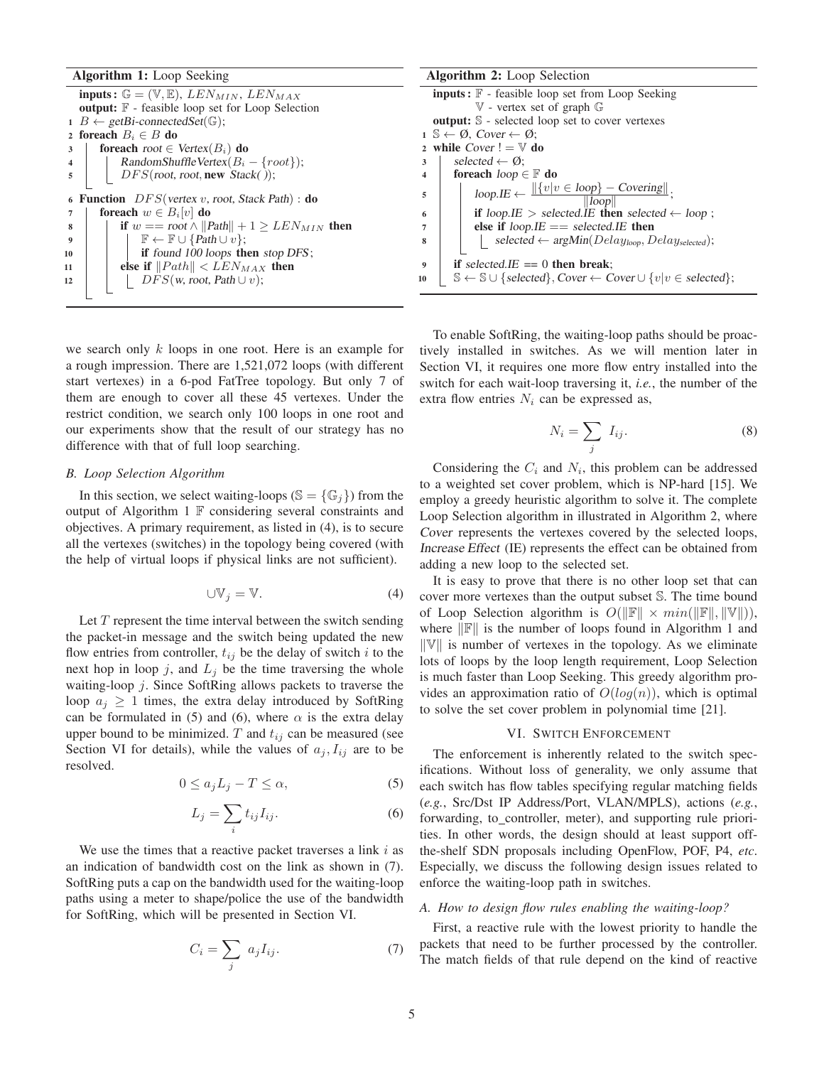**Algorithm 1:** Loop Seeking

```
inputs: 𝔾 = (𝕍, 𝔼), LEN_MIN, LEN_MAX
output: 𝔽 - feasible loop set for Loop Selection
1  B ← getBi-connectedSet(𝔾);
2  foreach B_i ∈ B do
3      foreach root ∈ Vertex(B_i) do
4          RandomShuffleVertex(B_i − {root});
5          DFS(root, root, new Stack());

6  Function DFS(vertex v, root, Stack Path) : do
7      foreach w ∈ B_i[v] do
8          if w == root ∧ ‖Path‖ + 1 ≥ LEN_MIN then
9              𝔽 ← 𝔽 ∪ {Path ∪ v};
10             if found 100 loops then stop DFS;
11         else if ‖Path‖ < LEN_MAX then
12             DFS(w, root, Path ∪ v);
```

**Algorithm 2:** Loop Selection

```
inputs: 𝔽 - feasible loop set from Loop Seeking
        𝕍 - vertex set of graph 𝔾
output: 𝕊 - selected loop set to cover vertexes
1  𝕊 ← Ø, Cover ← Ø;
2  while Cover != 𝕍 do
3      selected ← Ø;
4      foreach loop ∈ 𝔽 do
5          loop.IE ← ‖{v|v ∈ loop} − Covering‖ / ‖loop‖;
6          if loop.IE > selected.IE then selected ← loop ;
7          else if loop.IE == selected.IE then
8              selected ← argMin(Delay_loop, Delay_selected);
9      if selected.IE == 0 then break;
10     𝕊 ← 𝕊 ∪ {selected}, Cover ← Cover ∪ {v|v ∈ selected};
```

we search only $k$ loops in one root. Here is an example for a rough impression. There are 1,521,072 loops (with different start vertexes) in a 6-pod FatTree topology. But only 7 of them are enough to cover all these 45 vertexes. Under the restrict condition, we search only 100 loops in one root and our experiments show that the result of our strategy has no difference with that of full loop searching.

### *B. Loop Selection Algorithm*

In this section, we select waiting-loops ($\mathbb{S} = \{\mathbb{G}_j\}$) from the output of Algorithm 1 $\mathbb{F}$ considering several constraints and objectives. A primary requirement, as listed in (4), is to secure all the vertexes (switches) in the topology being covered (with the help of virtual loops if physical links are not sufficient).

$$\cup \mathbb{V}_j = \mathbb{V}. \tag{4}$$

Let $T$ represent the time interval between the switch sending the packet-in message and the switch being updated the new flow entries from controller, $t_{ij}$ be the delay of switch $i$ to the next hop in loop $j$, and $L_j$ be the time traversing the whole waiting-loop $j$. Since SoftRing allows packets to traverse the loop $a_j \geq 1$ times, the extra delay introduced by SoftRing can be formulated in (5) and (6), where $\alpha$ is the extra delay upper bound to be minimized. $T$ and $t_{ij}$ can be measured (see Section VI for details), while the values of $a_j, I_{ij}$ are to be resolved.

$$0 \leq a_j L_j - T \leq \alpha, \tag{5}$$

$$L_j = \sum_i t_{ij} I_{ij}. \tag{6}$$

We use the times that a reactive packet traverses a link $i$ as an indication of bandwidth cost on the link as shown in (7). SoftRing puts a cap on the bandwidth used for the waiting-loop paths using a meter to shape/police the use of the bandwidth for SoftRing, which will be presented in Section VI.

$$C_i = \sum_j a_j I_{ij}. \tag{7}$$

To enable SoftRing, the waiting-loop paths should be proactively installed in switches. As we will mention later in Section VI, it requires one more flow entry installed into the switch for each wait-loop traversing it, *i.e.*, the number of the extra flow entries $N_i$ can be expressed as,

$$N_i = \sum_j I_{ij}. \tag{8}$$

Considering the $C_i$ and $N_i$, this problem can be addressed to a weighted set cover problem, which is NP-hard [15]. We employ a greedy heuristic algorithm to solve it. The complete Loop Selection algorithm in illustrated in Algorithm 2, where *Cover* represents the vertexes covered by the selected loops, *Increase Effect* (IE) represents the effect can be obtained from adding a new loop to the selected set.

It is easy to prove that there is no other loop set that can cover more vertexes than the output subset $\mathbb{S}$. The time bound of Loop Selection algorithm is $O(\|\mathbb{F}\| \times min(\|\mathbb{F}\|, \|\mathbb{V}\|))$, where $\|\mathbb{F}\|$ is the number of loops found in Algorithm 1 and $\|\mathbb{V}\|$ is number of vertexes in the topology. As we eliminate lots of loops by the loop length requirement, Loop Selection is much faster than Loop Seeking. This greedy algorithm provides an approximation ratio of $O(log(n))$, which is optimal to solve the set cover problem in polynomial time [21].

## VI. Switch Enforcement

The enforcement is inherently related to the switch specifications. Without loss of generality, we only assume that each switch has flow tables specifying regular matching fields (*e.g.*, Src/Dst IP Address/Port, VLAN/MPLS), actions (*e.g.*, forwarding, to_controller, meter), and supporting rule priorities. In other words, the design should at least support off-the-shelf SDN proposals including OpenFlow, POF, P4, *etc*. Especially, we discuss the following design issues related to enforce the waiting-loop path in switches.

### *A. How to design flow rules enabling the waiting-loop?*

First, a reactive rule with the lowest priority to handle the packets that need to be further processed by the controller. The match fields of that rule depend on the kind of reactive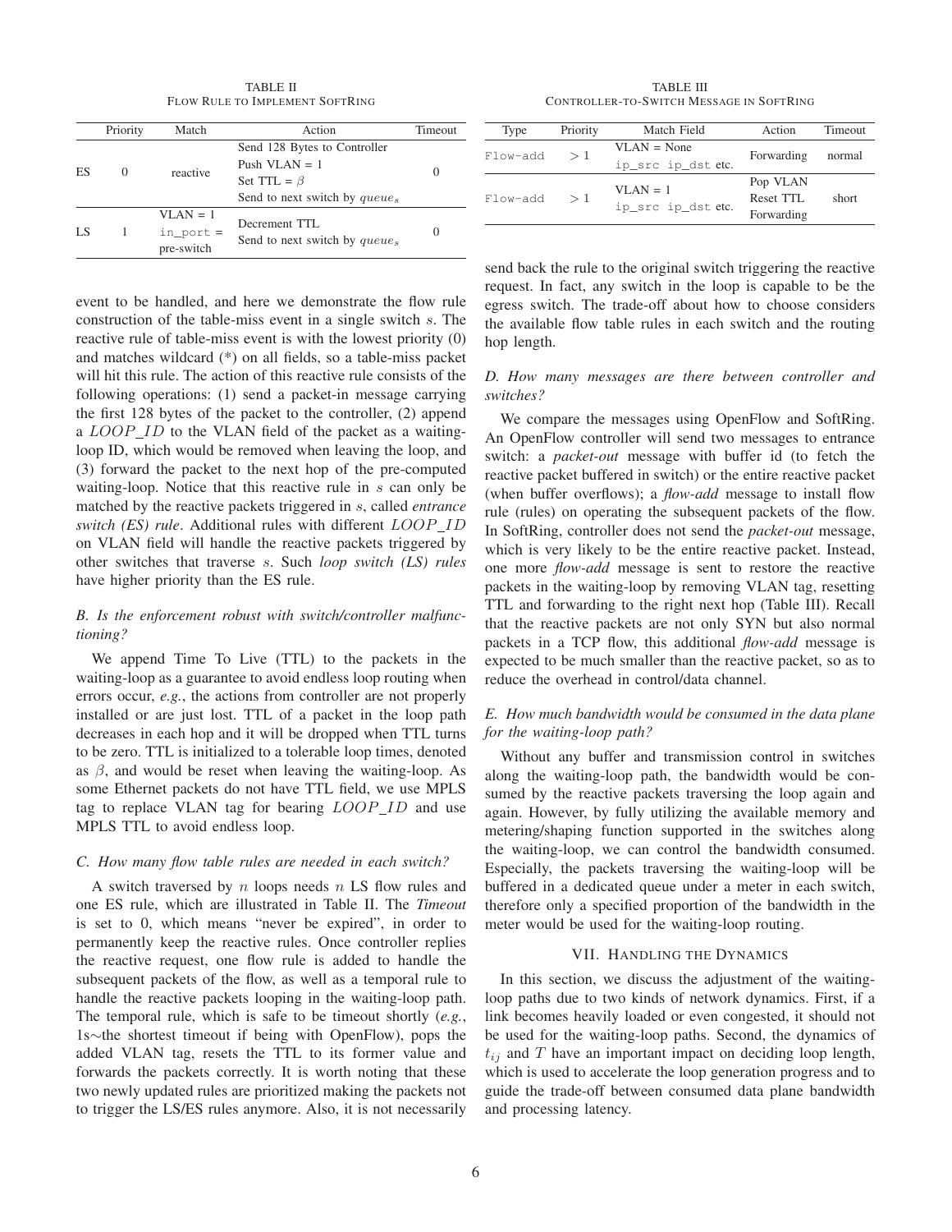TABLE II
FLOW RULE TO IMPLEMENT SOFTRING

| | Priority | Match | Action | Timeout |
|---|---|---|---|---|
| ES | 0 | reactive | Send 128 Bytes to Controller<br>Push VLAN = 1<br>Set TTL = $\beta$<br>Send to next switch by $queue_s$ | 0 |
| LS | 1 | VLAN = 1<br>`in_port` =<br>pre-switch | Decrement TTL<br>Send to next switch by $queue_s$ | 0 |

TABLE III
CONTROLLER-TO-SWITCH MESSAGE IN SOFTRING

| Type | Priority | Match Field | Action | Timeout |
|---|---|---|---|---|
| `Flow-add` | $> 1$ | VLAN = None<br>`ip_src ip_dst` etc. | Forwarding | normal |
| `Flow-add` | $> 1$ | VLAN = 1<br>`ip_src ip_dst` etc. | Pop VLAN<br>Reset TTL<br>Forwarding | short |

event to be handled, and here we demonstrate the flow rule construction of the table-miss event in a single switch $s$. The reactive rule of table-miss event is with the lowest priority (0) and matches wildcard (*) on all fields, so a table-miss packet will hit this rule. The action of this reactive rule consists of the following operations: (1) send a packet-in message carrying the first 128 bytes of the packet to the controller, (2) append a $LOOP\_ID$ to the VLAN field of the packet as a waiting-loop ID, which would be removed when leaving the loop, and (3) forward the packet to the next hop of the pre-computed waiting-loop. Notice that this reactive rule in $s$ can only be matched by the reactive packets triggered in $s$, called *entrance switch (ES) rule*. Additional rules with different $LOOP\_ID$ on VLAN field will handle the reactive packets triggered by other switches that traverse $s$. Such *loop switch (LS) rules* have higher priority than the ES rule.

### B. Is the enforcement robust with switch/controller malfunctioning?

We append Time To Live (TTL) to the packets in the waiting-loop as a guarantee to avoid endless loop routing when errors occur, *e.g.*, the actions from controller are not properly installed or are just lost. TTL of a packet in the loop path decreases in each hop and it will be dropped when TTL turns to be zero. TTL is initialized to a tolerable loop times, denoted as $\beta$, and would be reset when leaving the waiting-loop. As some Ethernet packets do not have TTL field, we use MPLS tag to replace VLAN tag for bearing $LOOP\_ID$ and use MPLS TTL to avoid endless loop.

### C. How many flow table rules are needed in each switch?

A switch traversed by $n$ loops needs $n$ LS flow rules and one ES rule, which are illustrated in Table II. The *Timeout* is set to 0, which means "never be expired", in order to permanently keep the reactive rules. Once controller replies the reactive request, one flow rule is added to handle the subsequent packets of the flow, as well as a temporal rule to handle the reactive packets looping in the waiting-loop path. The temporal rule, which is safe to be timeout shortly (*e.g.*, 1s$\sim$the shortest timeout if being with OpenFlow), pops the added VLAN tag, resets the TTL to its former value and forwards the packets correctly. It is worth noting that these two newly updated rules are prioritized making the packets not to trigger the LS/ES rules anymore. Also, it is not necessarily send back the rule to the original switch triggering the reactive request. In fact, any switch in the loop is capable to be the egress switch. The trade-off about how to choose considers the available flow table rules in each switch and the routing hop length.

### D. How many messages are there between controller and switches?

We compare the messages using OpenFlow and SoftRing. An OpenFlow controller will send two messages to entrance switch: a *packet-out* message with buffer id (to fetch the reactive packet buffered in switch) or the entire reactive packet (when buffer overflows); a *flow-add* message to install flow rule (rules) on operating the subsequent packets of the flow. In SoftRing, controller does not send the *packet-out* message, which is very likely to be the entire reactive packet. Instead, one more *flow-add* message is sent to restore the reactive packets in the waiting-loop by removing VLAN tag, resetting TTL and forwarding to the right next hop (Table III). Recall that the reactive packets are not only SYN but also normal packets in a TCP flow, this additional *flow-add* message is expected to be much smaller than the reactive packet, so as to reduce the overhead in control/data channel.

### E. How much bandwidth would be consumed in the data plane for the waiting-loop path?

Without any buffer and transmission control in switches along the waiting-loop path, the bandwidth would be consumed by the reactive packets traversing the loop again and again. However, by fully utilizing the available memory and metering/shaping function supported in the switches along the waiting-loop, we can control the bandwidth consumed. Especially, the packets traversing the waiting-loop will be buffered in a dedicated queue under a meter in each switch, therefore only a specified proportion of the bandwidth in the meter would be used for the waiting-loop routing.

## VII. HANDLING THE DYNAMICS

In this section, we discuss the adjustment of the waiting-loop paths due to two kinds of network dynamics. First, if a link becomes heavily loaded or even congested, it should not be used for the waiting-loop paths. Second, the dynamics of $t_{ij}$ and $T$ have an important impact on deciding loop length, which is used to accelerate the loop generation progress and to guide the trade-off between consumed data plane bandwidth and processing latency.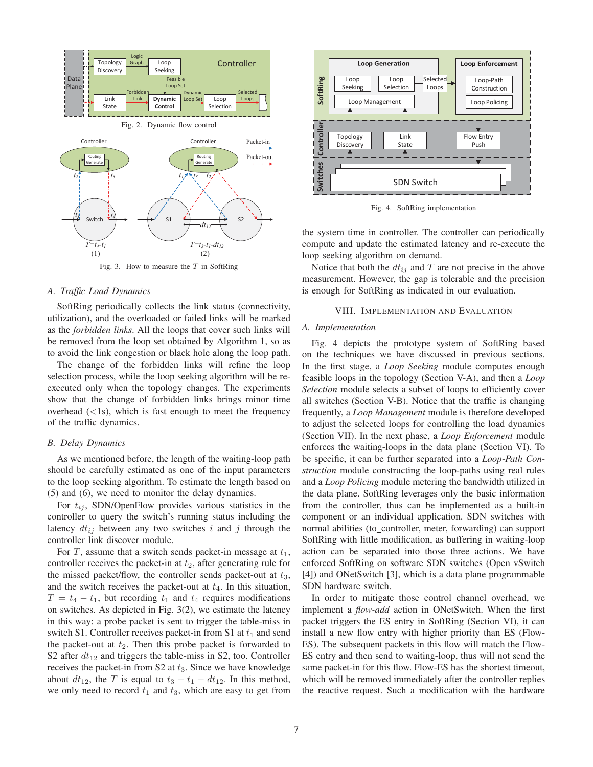Fig. 2. Dynamic flow control

Fig. 3. How to measure the $T$ in SoftRing

### A. Traffic Load Dynamics

SoftRing periodically collects the link status (connectivity, utilization), and the overloaded or failed links will be marked as the *forbidden links*. All the loops that cover such links will be removed from the loop set obtained by Algorithm 1, so as to avoid the link congestion or black hole along the loop path.

The change of the forbidden links will refine the loop selection process, while the loop seeking algorithm will be re-executed only when the topology changes. The experiments show that the change of forbidden links brings minor time overhead (<1s), which is fast enough to meet the frequency of the traffic dynamics.

### B. Delay Dynamics

As we mentioned before, the length of the waiting-loop path should be carefully estimated as one of the input parameters to the loop seeking algorithm. To estimate the length based on (5) and (6), we need to monitor the delay dynamics.

For $t_{ij}$, SDN/OpenFlow provides various statistics in the controller to query the switch's running status including the latency $dt_{ij}$ between any two switches $i$ and $j$ through the controller link discover module.

For $T$, assume that a switch sends packet-in message at $t_1$, controller receives the packet-in at $t_2$, after generating rule for the missed packet/flow, the controller sends packet-out at $t_3$, and the switch receives the packet-out at $t_4$. In this situation, $T = t_4 - t_1$, but recording $t_1$ and $t_4$ requires modifications on switches. As depicted in Fig. 3(2), we estimate the latency in this way: a probe packet is sent to trigger the table-miss in switch S1. Controller receives packet-in from S1 at $t_1$ and send the packet-out at $t_2$. Then this probe packet is forwarded to S2 after $dt_{12}$ and triggers the table-miss in S2, too. Controller receives the packet-in from S2 at $t_3$. Since we have knowledge about $dt_{12}$, the $T$ is equal to $t_3 - t_1 - dt_{12}$. In this method, we only need to record $t_1$ and $t_3$, which are easy to get from the system time in controller. The controller can periodically compute and update the estimated latency and re-execute the loop seeking algorithm on demand.

Notice that both the $dt_{ij}$ and $T$ are not precise in the above measurement. However, the gap is tolerable and the precision is enough for SoftRing as indicated in our evaluation.

Fig. 4. SoftRing implementation

## VIII. Implementation and Evaluation

### A. Implementation

Fig. 4 depicts the prototype system of SoftRing based on the techniques we have discussed in previous sections. In the first stage, a *Loop Seeking* module computes enough feasible loops in the topology (Section V-A), and then a *Loop Selection* module selects a subset of loops to efficiently cover all switches (Section V-B). Notice that the traffic is changing frequently, a *Loop Management* module is therefore developed to adjust the selected loops for controlling the load dynamics (Section VII). In the next phase, a *Loop Enforcement* module enforces the waiting-loops in the data plane (Section VI). To be specific, it can be further separated into a *Loop-Path Construction* module constructing the loop-paths using real rules and a *Loop Policing* module metering the bandwidth utilized in the data plane. SoftRing leverages only the basic information from the controller, thus can be implemented as a built-in component or an individual application. SDN switches with normal abilities (to_controller, meter, forwarding) can support SoftRing with little modification, as buffering in waiting-loop action can be separated into those three actions. We have enforced SoftRing on software SDN switches (Open vSwitch [4]) and ONetSwitch [3], which is a data plane programmable SDN hardware switch.

In order to mitigate those control channel overhead, we implement a *flow-add* action in ONetSwitch. When the first packet triggers the ES entry in SoftRing (Section VI), it can install a new flow entry with higher priority than ES (Flow-ES). The subsequent packets in this flow will match the Flow-ES entry and then send to waiting-loop, thus will not send the same packet-in for this flow. Flow-ES has the shortest timeout, which will be removed immediately after the controller replies the reactive request. Such a modification with the hardware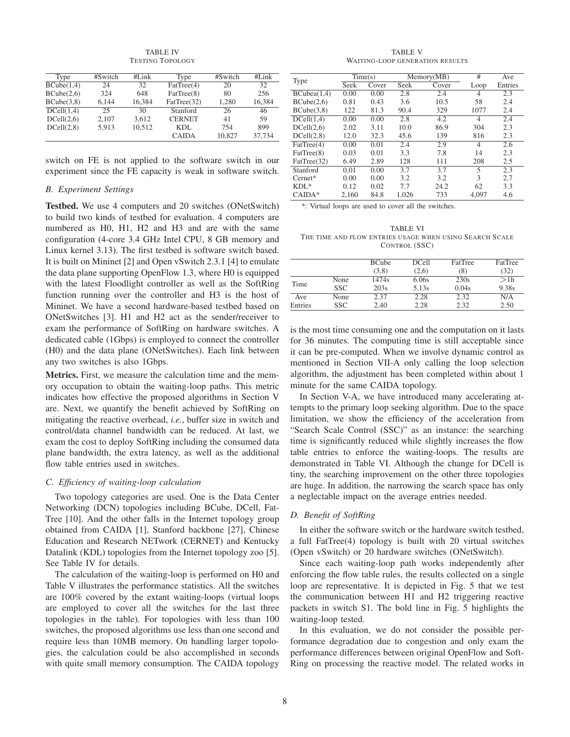TABLE IV
TESTING TOPOLOGY

| Type | #Switch | #Link | Type | #Switch | #Link |
|---|---|---|---|---|---|
| BCube(1,4) | 24 | 32 | FatTree(4) | 20 | 32 |
| BCube(2,6) | 324 | 648 | FatTree(8) | 80 | 256 |
| BCube(3,8) | 6,144 | 16,384 | FatTree(32) | 1,280 | 16,384 |
| DCell(1,4) | 25 | 30 | Stanford | 26 | 46 |
| DCell(2,6) | 2,107 | 3,612 | CERNET | 41 | 59 |
| DCell(2,8) | 5,913 | 10,512 | KDL | 754 | 899 |
| | | | CAIDA | 10,827 | 37,734 |

switch on FE is not applied to the software switch in our experiment since the FE capacity is weak in software switch.

### B. Experiment Settings

**Testbed.** We use 4 computers and 20 switches (ONetSwitch) to build two kinds of testbed for evaluation. 4 computers are numbered as H0, H1, H2 and H3 and are with the same configuration (4-core 3.4 GHz Intel CPU, 8 GB memory and Linux kernel 3.13). The first testbed is software switch based. It is built on Mininet [2] and Open vSwitch 2.3.1 [4] to emulate the data plane supporting OpenFlow 1.3, where H0 is equipped with the latest Floodlight controller as well as the SoftRing function running over the controller and H3 is the host of Mininet. We have a second hardware-based testbed based on ONetSwitches [3]. H1 and H2 act as the sender/receiver to exam the performance of SoftRing on hardware switches. A dedicated cable (1Gbps) is employed to connect the controller (H0) and the data plane (ONetSwitches). Each link between any two switches is also 1Gbps.

**Metrics.** First, we measure the calculation time and the memory occupation to obtain the waiting-loop paths. This metric indicates how effective the proposed algorithms in Section V are. Next, we quantify the benefit achieved by SoftRing on mitigating the reactive overhead, *i.e.*, buffer size in switch and control/data channel bandwidth can be reduced. At last, we exam the cost to deploy SoftRing including the consumed data plane bandwidth, the extra latency, as well as the additional flow table entries used in switches.

### C. Efficiency of waiting-loop calculation

Two topology categories are used. One is the Data Center Networking (DCN) topologies including BCube, DCell, FatTree [10]. And the other falls in the Internet topology group obtained from CAIDA [1], Stanford backbone [27], Chinese Education and Research NETwork (CERNET) and Kentucky Datalink (KDL) topologies from the Internet topology zoo [5]. See Table IV for details.

The calculation of the waiting-loop is performed on H0 and Table V illustrates the performance statistics. All the switches are 100% covered by the extant waiting-loops (virtual loops are employed to cover all the switches for the last three topologies in the table). For topologies with less than 100 switches, the proposed algorithms use less than one second and require less than 10MB memory. On handling larger topologies, the calculation could be also accomplished in seconds with quite small memory consumption. The CAIDA topology is the most time consuming one and the computation on it lasts for 36 minutes. The computing time is still acceptable since it can be pre-computed. When we involve dynamic control as mentioned in Section VII-A only calling the loop selection algorithm, the adjustment has been completed within about 1 minute for the same CAIDA topology.

TABLE V
WAITING-LOOP GENERATION RESULTS

| Type | Time(s) | | Memory(MB) | | # | Ave |
|---|---|---|---|---|---|---|
| | Seek | Cover | Seek | Cover | Loop | Entries |
| BCubea(1,4) | 0.00 | 0.00 | 2.8 | 2.4 | 4 | 2.3 |
| BCube(2,6) | 0.81 | 0.43 | 3.6 | 10.5 | 58 | 2.4 |
| BCube(3,8) | 122 | 81.3 | 90.4 | 329 | 1077 | 2.4 |
| DCell(1,4) | 0.00 | 0.00 | 2.8 | 4.2 | 4 | 2.4 |
| DCell(2,6) | 2.02 | 3.11 | 10.0 | 86.9 | 304 | 2.3 |
| DCell(2,8) | 12.0 | 32.3 | 45.6 | 139 | 816 | 2.3 |
| FatTree(4) | 0.00 | 0.01 | 2.4 | 2.9 | 4 | 2.6 |
| FatTree(8) | 0.03 | 0.01 | 3.3 | 7.8 | 14 | 2.3 |
| FatTree(32) | 6.49 | 2.89 | 128 | 111 | 208 | 2.5 |
| Stanford | 0.01 | 0.00 | 3.7 | 3.7 | 5 | 2.3 |
| Cernet* | 0.00 | 0.00 | 3.2 | 3.2 | 3 | 2.7 |
| KDL* | 0.12 | 0.02 | 7.7 | 24.2 | 62 | 3.3 |
| CAIDA* | 2,160 | 84.8 | 1,026 | 733 | 4,097 | 4.6 |

*: Virtual loops are used to cover all the switches.

TABLE VI
THE TIME AND FLOW ENTRIES USAGE WHEN USING SEARCH SCALE CONTROL (SSC)

| | | BCube (3,8) | DCell (2,6) | FatTree (8) | FatTree (32) |
|---|---|---|---|---|---|
| Time | None | 1474s | 6.06s | 230s | >1h |
| | SSC | 203s | 5.13s | 0.04s | 9.38s |
| Ave Entries | None | 2.37 | 2.28 | 2.32 | N/A |
| | SSC | 2.40 | 2.28 | 2.32 | 2.50 |

In Section V-A, we have introduced many accelerating attempts to the primary loop seeking algorithm. Due to the space limitation, we show the efficiency of the acceleration from "Search Scale Control (SSC)" as an instance: the searching time is significantly reduced while slightly increases the flow table entries to enforce the waiting-loops. The results are demonstrated in Table VI. Although the change for DCell is tiny, the searching improvement on the other three topologies are huge. In addition, the narrowing the search space has only a neglectable impact on the average entries needed.

### D. Benefit of SoftRing

In either the software switch or the hardware switch testbed, a full FatTree(4) topology is built with 20 virtual switches (Open vSwitch) or 20 hardware switches (ONetSwitch).

Since each waiting-loop path works independently after enforcing the flow table rules, the results collected on a single loop are representative. It is depicted in Fig. 5 that we test the communication between H1 and H2 triggering reactive packets in switch S1. The bold line in Fig. 5 highlights the waiting-loop tested.

In this evaluation, we do not consider the possible performance degradation due to congestion and only exam the performance differences between original OpenFlow and SoftRing on processing the reactive model. The related works in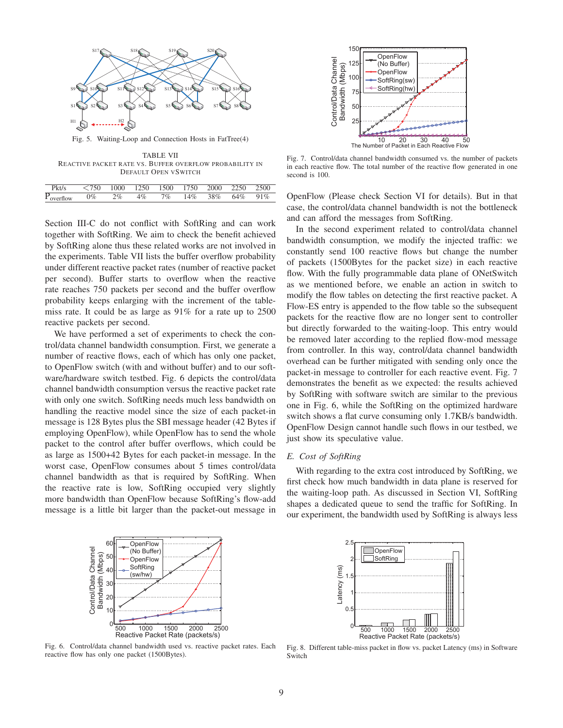Fig. 5. Waiting-Loop and Connection Hosts in FatTree(4)

TABLE VII
REACTIVE PACKET RATE VS. BUFFER OVERFLOW PROBABILITY IN DEFAULT OPEN VSWITCH

| Pkt/s | <750 | 1000 | 1250 | 1500 | 1750 | 2000 | 2250 | 2500 |
|---|---|---|---|---|---|---|---|---|
| $P_{\text{overflow}}$ | 0% | 2% | 4% | 7% | 14% | 38% | 64% | 91% |

Section III-C do not conflict with SoftRing and can work together with SoftRing. We aim to check the benefit achieved by SoftRing alone thus these related works are not involved in the experiments. Table VII lists the buffer overflow probability under different reactive packet rates (number of reactive packet per second). Buffer starts to overflow when the reactive rate reaches 750 packets per second and the buffer overflow probability keeps enlarging with the increment of the table-miss rate. It could be as large as 91% for a rate up to 2500 reactive packets per second.

We have performed a set of experiments to check the control/data channel bandwidth consumption. First, we generate a number of reactive flows, each of which has only one packet, to OpenFlow switch (with and without buffer) and to our software/hardware switch testbed. Fig. 6 depicts the control/data channel bandwidth consumption versus the reactive packet rate with only one switch. SoftRing needs much less bandwidth on handling the reactive model since the size of each packet-in message is 128 Bytes plus the SBI message header (42 Bytes if employing OpenFlow), while OpenFlow has to send the whole packet to the control after buffer overflows, which could be as large as 1500+42 Bytes for each packet-in message. In the worst case, OpenFlow consumes about 5 times control/data channel bandwidth as that is required by SoftRing. When the reactive rate is low, SoftRing occupied very slightly more bandwidth than OpenFlow because SoftRing's flow-add message is a little bit larger than the packet-out message in OpenFlow (Please check Section VI for details). But in that case, the control/data channel bandwidth is not the bottleneck and can afford the messages from SoftRing.

Fig. 6. Control/data channel bandwidth used vs. reactive packet rates. Each reactive flow has only one packet (1500Bytes).

Fig. 7. Control/data channel bandwidth consumed vs. the number of packets in each reactive flow. The total number of the reactive flow generated in one second is 100.

In the second experiment related to control/data channel bandwidth consumption, we modify the injected traffic: we constantly send 100 reactive flows but change the number of packets (1500Bytes for the packet size) in each reactive flow. With the fully programmable data plane of ONetSwitch as we mentioned before, we enable an action in switch to modify the flow tables on detecting the first reactive packet. A Flow-ES entry is appended to the flow table so the subsequent packets for the reactive flow are no longer sent to controller but directly forwarded to the waiting-loop. This entry would be removed later according to the replied flow-mod message from controller. In this way, control/data channel bandwidth overhead can be further mitigated with sending only once the packet-in message to controller for each reactive event. Fig. 7 demonstrates the benefit as we expected: the results achieved by SoftRing with software switch are similar to the previous one in Fig. 6, while the SoftRing on the optimized hardware switch shows a flat curve consuming only 1.7KB/s bandwidth. OpenFlow Design cannot handle such flows in our testbed, we just show its speculative value.

### *E. Cost of SoftRing*

With regarding to the extra cost introduced by SoftRing, we first check how much bandwidth in data plane is reserved for the waiting-loop path. As discussed in Section VI, SoftRing shapes a dedicated queue to send the traffic for SoftRing. In our experiment, the bandwidth used by SoftRing is always less

Fig. 8. Different table-miss packet in flow vs. packet Latency (ms) in Software Switch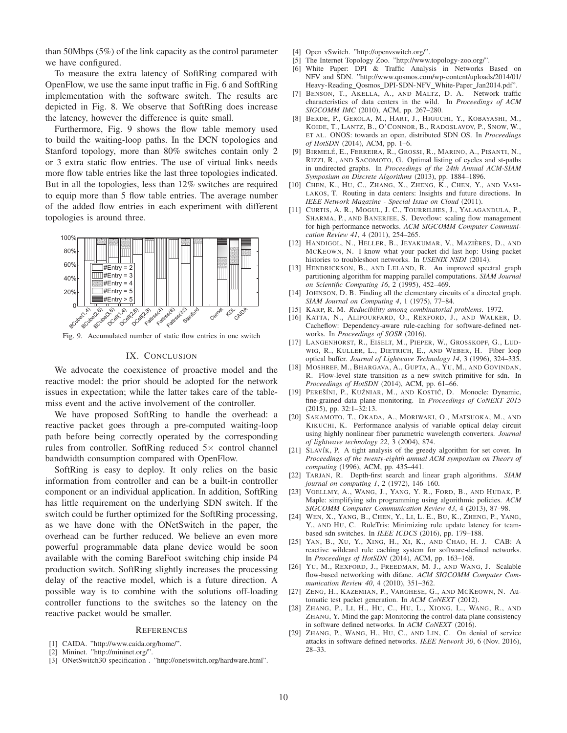than 50Mbps (5%) of the link capacity as the control parameter we have configured.

To measure the extra latency of SoftRing compared with OpenFlow, we use the same input traffic in Fig. 6 and SoftRing implementation with the software switch. The results are depicted in Fig. 8. We observe that SoftRing does increase the latency, however the difference is quite small.

Furthermore, Fig. 9 shows the flow table memory used to build the waiting-loop paths. In the DCN topologies and Stanford topology, more than 80% switches contain only 2 or 3 extra static flow entries. The use of virtual links needs more flow table entries like the last three topologies indicated. But in all the topologies, less than 12% switches are required to equip more than 5 flow table entries. The average number of the added flow entries in each experiment with different topologies is around three.

100%
80%
60%
40%
20%
0
#Entry = 2
#Entry = 3
#Entry = 4
#Entry = 5
#Entry > 5
BCube(1,4) BCube(2,6) BCube(3,8) DCell(1,4) DCell(2,6) DCell(2,8) Fattree(4) Fattree(8) Fattree(32) Stanford Cernet KDL CAIDA

Fig. 9. Accumulated number of static flow entries in one switch

## IX. Conclusion

We advocate the coexistence of proactive model and the reactive model: the prior should be adopted for the network issues in expectation; while the latter takes care of the table-miss event and the active involvement of the controller.

We have proposed SoftRing to handle the overhead: a reactive packet goes through a pre-computed waiting-loop path before being correctly operated by the corresponding rules from controller. SoftRing reduced 5× control channel bandwidth consumption compared with OpenFlow.

SoftRing is easy to deploy. It only relies on the basic information from controller and can be a built-in controller component or an individual application. In addition, SoftRing has little requirement on the underlying SDN switch. If the switch could be further optimized for the SoftRing processing, as we have done with the ONetSwitch in the paper, the overhead can be further reduced. We believe an even more powerful programmable data plane device would be soon available with the coming BareFoot switching chip inside P4 production switch. SoftRing slightly increases the processing delay of the reactive model, which is a future direction. A possible way is to combine with the solutions off-loading controller functions to the switches so the latency on the reactive packet would be smaller.

## References

[1] CAIDA. "http://www.caida.org/home/".

[2] Mininet. "http://mininet.org/".

[3] ONetSwitch30 specification . "http://onetswitch.org/hardware.html".

[4] Open vSwitch. "http://openvswitch.org/".

[5] The Internet Topology Zoo. "http://www.topology-zoo.org/".

[6] White Paper: DPI & Traffic Analysis in Networks Based on NFV and SDN. "http://www.qosmos.com/wp-content/uploads/2014/01/Heavy-Reading_Qosmos_DPI-SDN-NFV_White-Paper_Jan2014.pdf".

[7] Benson, T., Akella, A., and Maltz, D. A. Network traffic characteristics of data centers in the wild. In *Proceedings of ACM SIGCOMM IMC* (2010), ACM, pp. 267–280.

[8] Berde, P., Gerola, M., Hart, J., Higuchi, Y., Kobayashi, M., Koide, T., Lantz, B., O'Connor, B., Radoslavov, P., Snow, W., et al. ONOS: towards an open, distributed SDN OS. In *Proceedings of HotSDN* (2014), ACM, pp. 1–6.

[9] Birmelé, E., Ferreira, R., Grossi, R., Marino, A., Pisanti, N., Rizzi, R., and Sacomoto, G. Optimal listing of cycles and st-paths in undirected graphs. In *Proceedings of the 24th Annual ACM-SIAM Symposium on Discrete Algorithms* (2013), pp. 1884–1896.

[10] Chen, K., Hu, C., Zhang, X., Zheng, K., Chen, Y., and Vasilakos, T. Routing in data centers: Insights and future directions. In *IEEE Network Magazine - Special Issue on Cloud* (2011).

[11] Curtis, A. R., Mogul, J. C., Tourrilhes, J., Yalagandula, P., Sharma, P., and Banerjee, S. Devoflow: scaling flow management for high-performance networks. *ACM SIGCOMM Computer Communication Review 41*, 4 (2011), 254–265.

[12] Handigol, N., Heller, B., Jeyakumar, V., Mazières, D., and McKeown, N. I know what your packet did last hop: Using packet histories to troubleshoot networks. In *USENIX NSDI* (2014).

[13] Hendrickson, B., and Leland, R. An improved spectral graph partitioning algorithm for mapping parallel computations. *SIAM Journal on Scientific Computing 16*, 2 (1995), 452–469.

[14] Johnson, D. B. Finding all the elementary circuits of a directed graph. *SIAM Journal on Computing 4*, 1 (1975), 77–84.

[15] Karp, R. M. *Reducibility among combinatorial problems*. 1972.

[16] Katta, N., Alipourfard, O., Rexford, J., and Walker, D. Cacheflow: Dependency-aware rule-caching for software-defined networks. In *Proceedings of SOSR* (2016).

[17] Langenhorst, R., Eiselt, M., Pieper, W., Grosskopf, G., Ludwig, R., Kuller, L., Dietrich, E., and Weber, H. Fiber loop optical buffer. *Journal of Lightwave Technology 14*, 3 (1996), 324–335.

[18] Moshref, M., Bhargava, A., Gupta, A., Yu, M., and Govindan, R. Flow-level state transition as a new switch primitive for sdn. In *Proceedings of HotSDN* (2014), ACM, pp. 61–66.

[19] Perešíni, P., Kuźniar, M., and Kostić, D. Monocle: Dynamic, fine-grained data plane monitoring. In *Proceedings of CoNEXT 2015* (2015), pp. 32:1–32:13.

[20] Sakamoto, T., Okada, A., Moriwaki, O., Matsuoka, M., and Kikuchi, K. Performance analysis of variable optical delay circuit using highly nonlinear fiber parametric wavelength converters. *Journal of lightwave technology 22*, 3 (2004), 874.

[21] Slavík, P. A tight analysis of the greedy algorithm for set cover. In *Proceedings of the twenty-eighth annual ACM symposium on Theory of computing* (1996), ACM, pp. 435–441.

[22] Tarjan, R. Depth-first search and linear graph algorithms. *SIAM journal on computing 1*, 2 (1972), 146–160.

[23] Voellmy, A., Wang, J., Yang, Y. R., Ford, B., and Hudak, P. Maple: simplifying sdn programming using algorithmic policies. *ACM SIGCOMM Computer Communication Review 43*, 4 (2013), 87–98.

[24] Wen, X., Yang, B., Chen, Y., Li, L. E., Bu, K., Zheng, P., Yang, Y., and Hu, C. RuleTris: Minimizing rule update latency for tcam-based sdn switches. In *IEEE ICDCS* (2016), pp. 179–188.

[25] Yan, B., Xu, Y., Xing, H., Xi, K., and Chao, H. J. CAB: A reactive wildcard rule caching system for software-defined networks. In *Proceedings of HotSDN* (2014), ACM, pp. 163–168.

[26] Yu, M., Rexford, J., Freedman, M. J., and Wang, J. Scalable flow-based networking with difane. *ACM SIGCOMM Computer Communication Review 40*, 4 (2010), 351–362.

[27] Zeng, H., Kazemian, P., Varghese, G., and McKeown, N. Automatic test packet generation. In *ACM CoNEXT* (2012).

[28] Zhang, P., Li, H., Hu, C., Hu, L., Xiong, L., Wang, R., and Zhang, Y. Mind the gap: Monitoring the control-data plane consistency in software defined networks. In *ACM CoNEXT* (2016).

[29] Zhang, P., Wang, H., Hu, C., and Lin, C. On denial of service attacks in software defined networks. *IEEE Network 30*, 6 (Nov. 2016), 28–33.